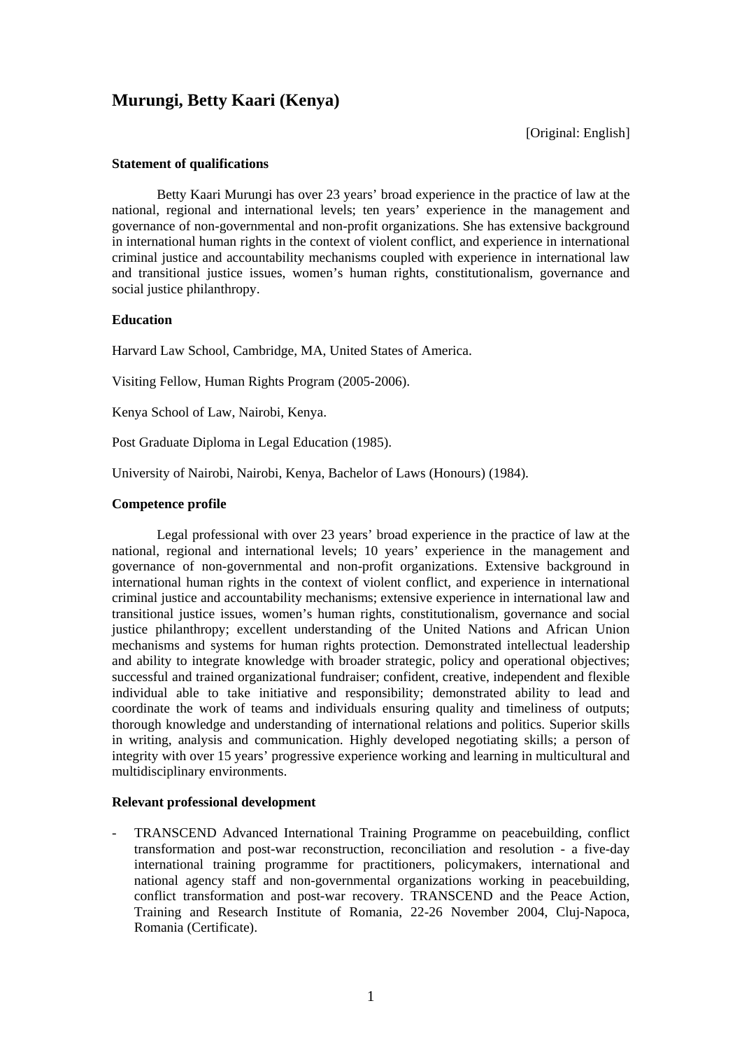# Murungi, Betty Kaari (Kenya)

[Original: English]

**Statement of qualifications**

Betty Kaari Murungi has over 23 years' broad experience in the practice of law at the national, regional and international levels; ten years' experience in the management and governance of non-governmental and non-profit organizations. She has extensive background in international human rights in the context of violent conflict, and experience in international criminal justice and accountability mechanisms coupled with experience in international law and transitional justice issues, women's human rights, constitutionalism, governance and social justice philanthropy.

**Education**

Harvard Law School, Cambridge, MA, United States of America.

Visiting Fellow, Human Rights Program (2005-2006).

Kenya School of Law, Nairobi, Kenya.

Post Graduate Diploma in Legal Education (1985).

University of Nairobi, Nairobi, Kenya, Bachelor of Laws (Honours) (1984).

**Competence profile**

Legal professional with over 23 years' broad experience in the practice of law at the national, regional and international levels; 10 years' experience in the management and governance of non-governmental and non-profit organizations. Extensive background in international human rights in the context of violent conflict, and experience in international criminal justice and accountability mechanisms; extensive experience in international law and transitional justice issues, women's human rights, constitutionalism, governance and social justice philanthropy; excellent understanding of the United Nations and African Union mechanisms and systems for human rights protection. Demonstrated intellectual leadership and ability to integrate knowledge with broader strategic, policy and operational objectives; successful and trained organizational fundraiser; confident, creative, independent and flexible individual able to take initiative and responsibility; demonstrated ability to lead and coordinate the work of teams and individuals ensuring quality and timeliness of outputs; thorough knowledge and understanding of international relations and politics. Superior skills in writing, analysis and communication. Highly developed negotiating skills; a person of integrity with over 15 years' progressive experience working and learning in multicultural and multidisciplinary environments.

**Relevant professional development**

- TRANSCEND Advanced International Training Programme on peacebuilding, conflict transformation and post-war reconstruction, reconciliation and resolution - a five-day international training programme for practitioners, policymakers, international and national agency staff and non-governmental organizations working in peacebuilding, conflict transformation and post-war recovery. TRANSCEND and the Peace Action, Training and Research Institute of Romania, 22-26 November 2004, Cluj-Napoca, Romania (Certificate).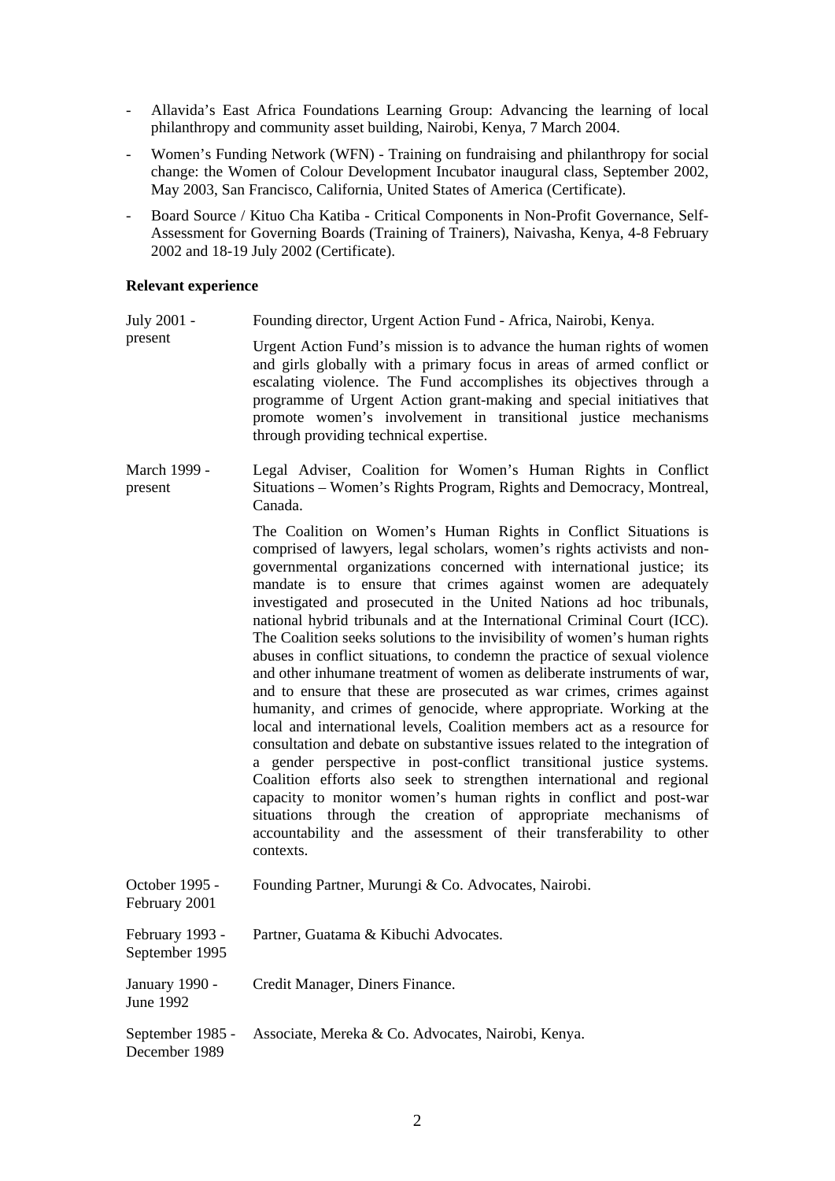- Allavida's East Africa Foundations Learning Group: Advancing the learning of local philanthropy and community asset building, Nairobi, Kenya, 7 March 2004.
- Women's Funding Network (WFN) - Training on fundraising and philanthropy for social change: the Women of Colour Development Incubator inaugural class, September 2002, May 2003, San Francisco, California, United States of America (Certificate).
- Board Source / Kituo Cha Katiba - Critical Components in Non-Profit Governance, Self-Assessment for Governing Boards (Training of Trainers), Naivasha, Kenya, 4-8 February 2002 and 18-19 July 2002 (Certificate).

**Relevant experience**

July 2001 - present

Founding director, Urgent Action Fund - Africa, Nairobi, Kenya.

Urgent Action Fund's mission is to advance the human rights of women and girls globally with a primary focus in areas of armed conflict or escalating violence. The Fund accomplishes its objectives through a programme of Urgent Action grant-making and special initiatives that promote women's involvement in transitional justice mechanisms through providing technical expertise.

March 1999 - present

Legal Adviser, Coalition for Women's Human Rights in Conflict Situations – Women's Rights Program, Rights and Democracy, Montreal, Canada.

The Coalition on Women's Human Rights in Conflict Situations is comprised of lawyers, legal scholars, women's rights activists and non-governmental organizations concerned with international justice; its mandate is to ensure that crimes against women are adequately investigated and prosecuted in the United Nations ad hoc tribunals, national hybrid tribunals and at the International Criminal Court (ICC). The Coalition seeks solutions to the invisibility of women's human rights abuses in conflict situations, to condemn the practice of sexual violence and other inhumane treatment of women as deliberate instruments of war, and to ensure that these are prosecuted as war crimes, crimes against humanity, and crimes of genocide, where appropriate. Working at the local and international levels, Coalition members act as a resource for consultation and debate on substantive issues related to the integration of a gender perspective in post-conflict transitional justice systems. Coalition efforts also seek to strengthen international and regional capacity to monitor women's human rights in conflict and post-war situations through the creation of appropriate mechanisms of accountability and the assessment of their transferability to other contexts.

October 1995 - February 2001

Founding Partner, Murungi & Co. Advocates, Nairobi.

February 1993 - September 1995

Partner, Guatama & Kibuchi Advocates.

January 1990 - June 1992

Credit Manager, Diners Finance.

September 1985 - December 1989

Associate, Mereka & Co. Advocates, Nairobi, Kenya.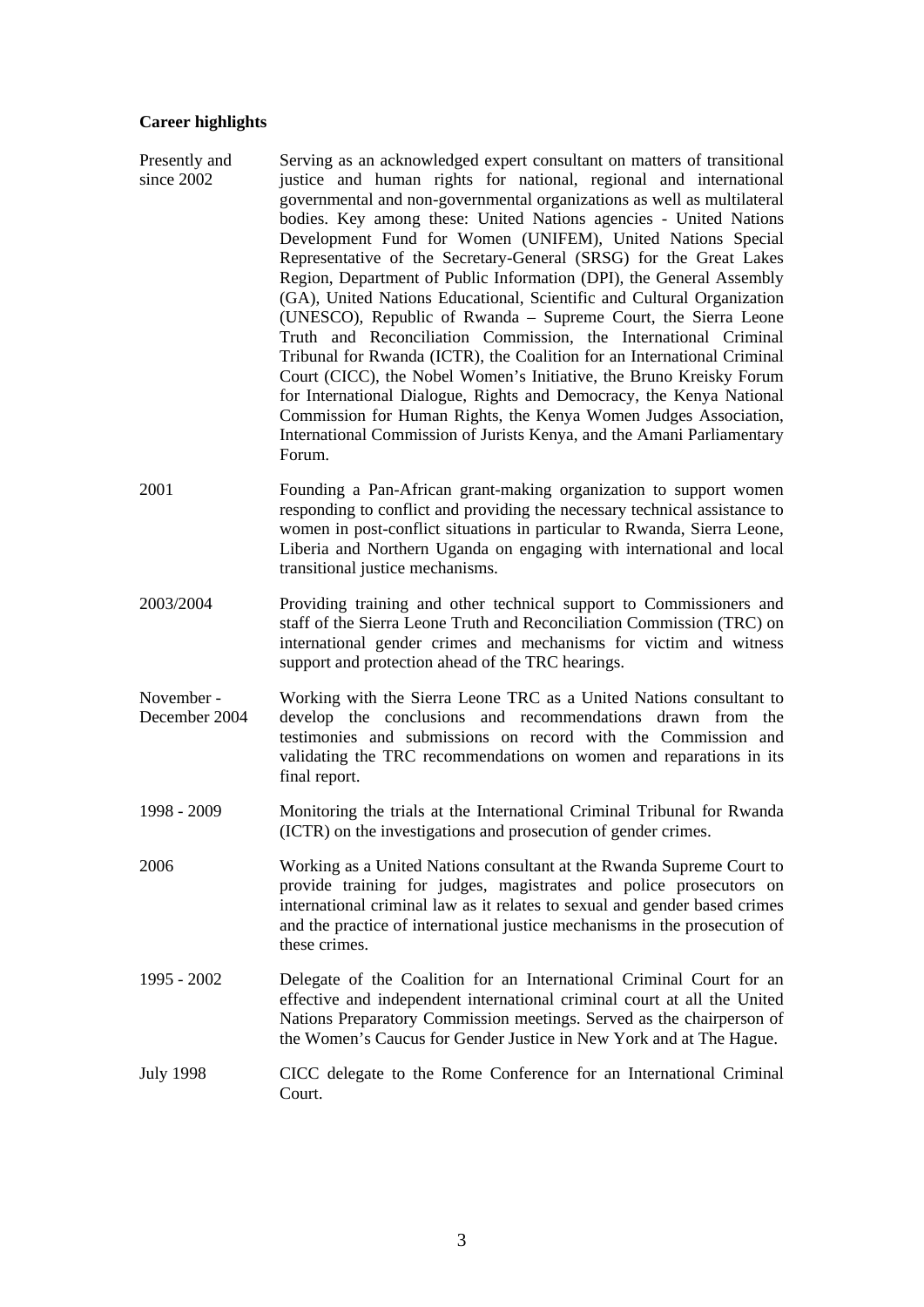**Career highlights**

| | |
|---|---|
| Presently and since 2002 | Serving as an acknowledged expert consultant on matters of transitional justice and human rights for national, regional and international governmental and non-governmental organizations as well as multilateral bodies. Key among these: United Nations agencies - United Nations Development Fund for Women (UNIFEM), United Nations Special Representative of the Secretary-General (SRSG) for the Great Lakes Region, Department of Public Information (DPI), the General Assembly (GA), United Nations Educational, Scientific and Cultural Organization (UNESCO), Republic of Rwanda – Supreme Court, the Sierra Leone Truth and Reconciliation Commission, the International Criminal Tribunal for Rwanda (ICTR), the Coalition for an International Criminal Court (CICC), the Nobel Women's Initiative, the Bruno Kreisky Forum for International Dialogue, Rights and Democracy, the Kenya National Commission for Human Rights, the Kenya Women Judges Association, International Commission of Jurists Kenya, and the Amani Parliamentary Forum. |
| 2001 | Founding a Pan-African grant-making organization to support women responding to conflict and providing the necessary technical assistance to women in post-conflict situations in particular to Rwanda, Sierra Leone, Liberia and Northern Uganda on engaging with international and local transitional justice mechanisms. |
| 2003/2004 | Providing training and other technical support to Commissioners and staff of the Sierra Leone Truth and Reconciliation Commission (TRC) on international gender crimes and mechanisms for victim and witness support and protection ahead of the TRC hearings. |
| November - December 2004 | Working with the Sierra Leone TRC as a United Nations consultant to develop the conclusions and recommendations drawn from the testimonies and submissions on record with the Commission and validating the TRC recommendations on women and reparations in its final report. |
| 1998 - 2009 | Monitoring the trials at the International Criminal Tribunal for Rwanda (ICTR) on the investigations and prosecution of gender crimes. |
| 2006 | Working as a United Nations consultant at the Rwanda Supreme Court to provide training for judges, magistrates and police prosecutors on international criminal law as it relates to sexual and gender based crimes and the practice of international justice mechanisms in the prosecution of these crimes. |
| 1995 - 2002 | Delegate of the Coalition for an International Criminal Court for an effective and independent international criminal court at all the United Nations Preparatory Commission meetings. Served as the chairperson of the Women's Caucus for Gender Justice in New York and at The Hague. |
| July 1998 | CICC delegate to the Rome Conference for an International Criminal Court. |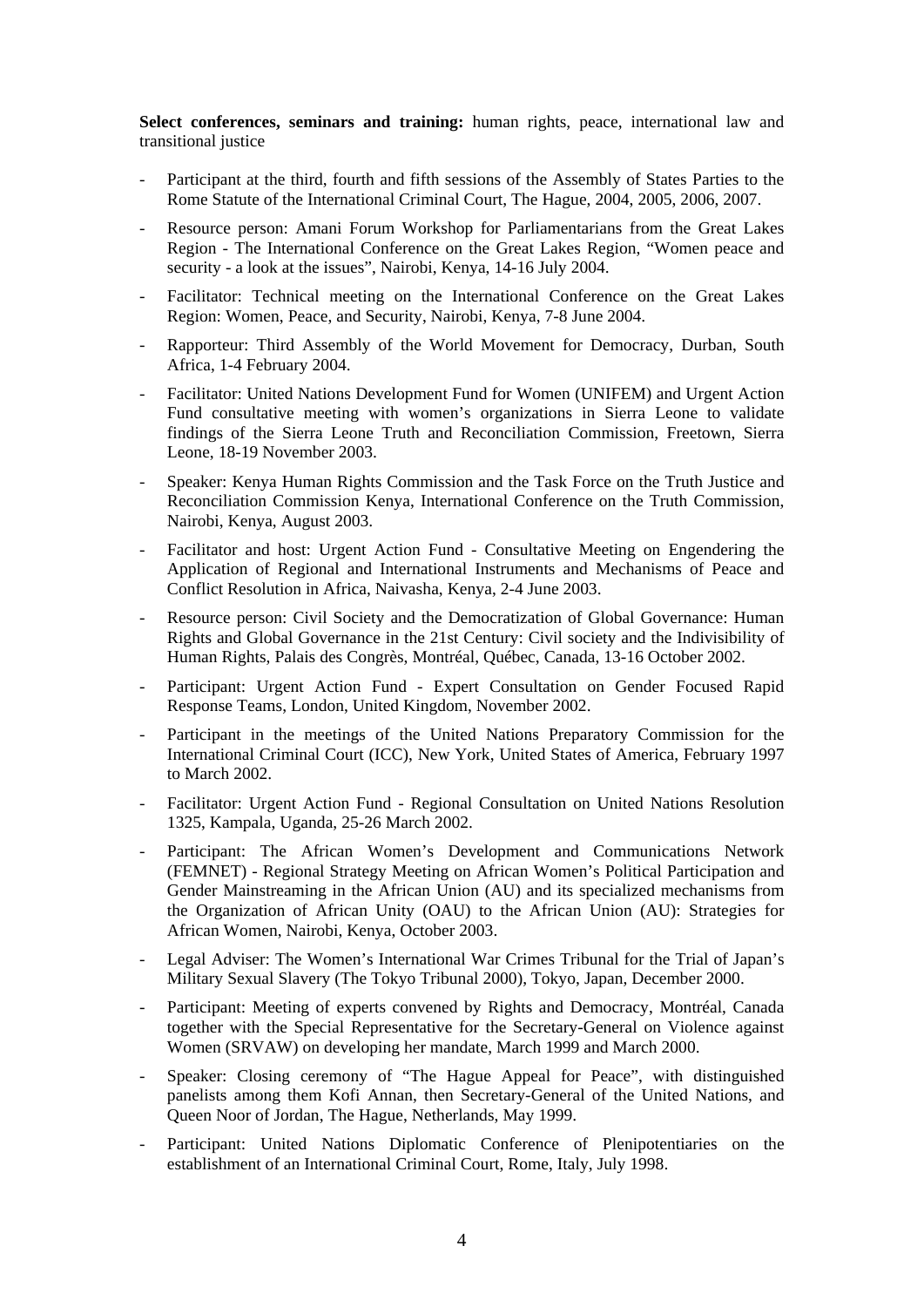**Select conferences, seminars and training:** human rights, peace, international law and transitional justice

- Participant at the third, fourth and fifth sessions of the Assembly of States Parties to the Rome Statute of the International Criminal Court, The Hague, 2004, 2005, 2006, 2007.
- Resource person: Amani Forum Workshop for Parliamentarians from the Great Lakes Region - The International Conference on the Great Lakes Region, "Women peace and security - a look at the issues", Nairobi, Kenya, 14-16 July 2004.
- Facilitator: Technical meeting on the International Conference on the Great Lakes Region: Women, Peace, and Security, Nairobi, Kenya, 7-8 June 2004.
- Rapporteur: Third Assembly of the World Movement for Democracy, Durban, South Africa, 1-4 February 2004.
- Facilitator: United Nations Development Fund for Women (UNIFEM) and Urgent Action Fund consultative meeting with women's organizations in Sierra Leone to validate findings of the Sierra Leone Truth and Reconciliation Commission, Freetown, Sierra Leone, 18-19 November 2003.
- Speaker: Kenya Human Rights Commission and the Task Force on the Truth Justice and Reconciliation Commission Kenya, International Conference on the Truth Commission, Nairobi, Kenya, August 2003.
- Facilitator and host: Urgent Action Fund - Consultative Meeting on Engendering the Application of Regional and International Instruments and Mechanisms of Peace and Conflict Resolution in Africa, Naivasha, Kenya, 2-4 June 2003.
- Resource person: Civil Society and the Democratization of Global Governance: Human Rights and Global Governance in the 21st Century: Civil society and the Indivisibility of Human Rights, Palais des Congrès, Montréal, Québec, Canada, 13-16 October 2002.
- Participant: Urgent Action Fund - Expert Consultation on Gender Focused Rapid Response Teams, London, United Kingdom, November 2002.
- Participant in the meetings of the United Nations Preparatory Commission for the International Criminal Court (ICC), New York, United States of America, February 1997 to March 2002.
- Facilitator: Urgent Action Fund - Regional Consultation on United Nations Resolution 1325, Kampala, Uganda, 25-26 March 2002.
- Participant: The African Women's Development and Communications Network (FEMNET) - Regional Strategy Meeting on African Women's Political Participation and Gender Mainstreaming in the African Union (AU) and its specialized mechanisms from the Organization of African Unity (OAU) to the African Union (AU): Strategies for African Women, Nairobi, Kenya, October 2003.
- Legal Adviser: The Women's International War Crimes Tribunal for the Trial of Japan's Military Sexual Slavery (The Tokyo Tribunal 2000), Tokyo, Japan, December 2000.
- Participant: Meeting of experts convened by Rights and Democracy, Montréal, Canada together with the Special Representative for the Secretary-General on Violence against Women (SRVAW) on developing her mandate, March 1999 and March 2000.
- Speaker: Closing ceremony of "The Hague Appeal for Peace", with distinguished panelists among them Kofi Annan, then Secretary-General of the United Nations, and Queen Noor of Jordan, The Hague, Netherlands, May 1999.
- Participant: United Nations Diplomatic Conference of Plenipotentiaries on the establishment of an International Criminal Court, Rome, Italy, July 1998.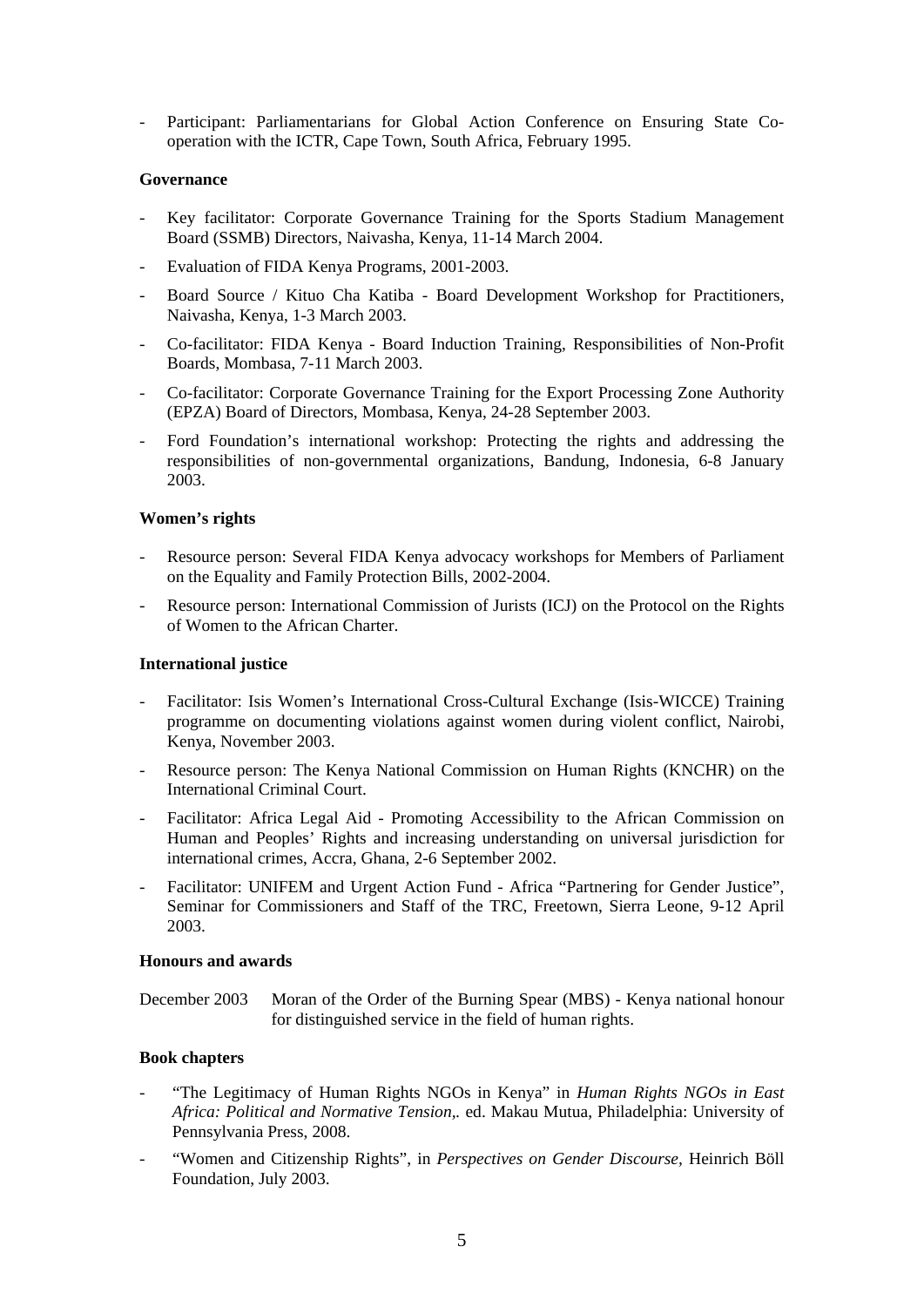- Participant: Parliamentarians for Global Action Conference on Ensuring State Co-operation with the ICTR, Cape Town, South Africa, February 1995.

**Governance**

- Key facilitator: Corporate Governance Training for the Sports Stadium Management Board (SSMB) Directors, Naivasha, Kenya, 11-14 March 2004.
- Evaluation of FIDA Kenya Programs, 2001-2003.
- Board Source / Kituo Cha Katiba - Board Development Workshop for Practitioners, Naivasha, Kenya, 1-3 March 2003.
- Co-facilitator: FIDA Kenya - Board Induction Training, Responsibilities of Non-Profit Boards, Mombasa, 7-11 March 2003.
- Co-facilitator: Corporate Governance Training for the Export Processing Zone Authority (EPZA) Board of Directors, Mombasa, Kenya, 24-28 September 2003.
- Ford Foundation's international workshop: Protecting the rights and addressing the responsibilities of non-governmental organizations, Bandung, Indonesia, 6-8 January 2003.

**Women's rights**

- Resource person: Several FIDA Kenya advocacy workshops for Members of Parliament on the Equality and Family Protection Bills, 2002-2004.
- Resource person: International Commission of Jurists (ICJ) on the Protocol on the Rights of Women to the African Charter.

**International justice**

- Facilitator: Isis Women's International Cross-Cultural Exchange (Isis-WICCE) Training programme on documenting violations against women during violent conflict, Nairobi, Kenya, November 2003.
- Resource person: The Kenya National Commission on Human Rights (KNCHR) on the International Criminal Court.
- Facilitator: Africa Legal Aid - Promoting Accessibility to the African Commission on Human and Peoples' Rights and increasing understanding on universal jurisdiction for international crimes, Accra, Ghana, 2-6 September 2002.
- Facilitator: UNIFEM and Urgent Action Fund - Africa "Partnering for Gender Justice", Seminar for Commissioners and Staff of the TRC, Freetown, Sierra Leone, 9-12 April 2003.

**Honours and awards**

December 2003 Moran of the Order of the Burning Spear (MBS) - Kenya national honour for distinguished service in the field of human rights.

**Book chapters**

- "The Legitimacy of Human Rights NGOs in Kenya" in *Human Rights NGOs in East Africa: Political and Normative Tension,*. ed. Makau Mutua, Philadelphia: University of Pennsylvania Press, 2008.
- "Women and Citizenship Rights", in *Perspectives on Gender Discourse,* Heinrich Böll Foundation, July 2003.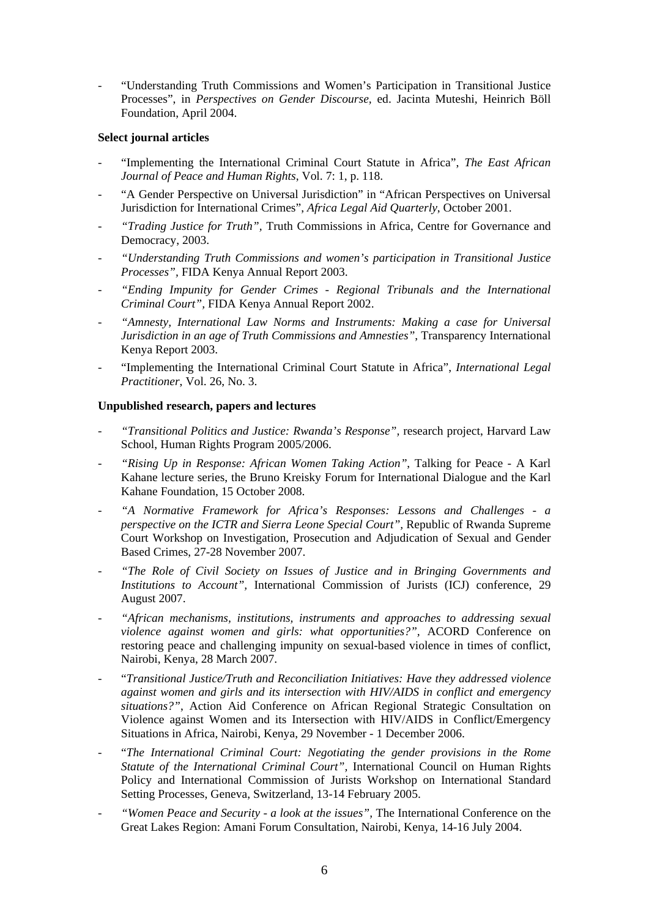- "Understanding Truth Commissions and Women's Participation in Transitional Justice Processes", in *Perspectives on Gender Discourse*, ed. Jacinta Muteshi, Heinrich Böll Foundation, April 2004.

**Select journal articles**

- "Implementing the International Criminal Court Statute in Africa", *The East African Journal of Peace and Human Rights*, Vol. 7: 1, p. 118.
- "A Gender Perspective on Universal Jurisdiction" in "African Perspectives on Universal Jurisdiction for International Crimes", *Africa Legal Aid Quarterly*, October 2001.
- *"Trading Justice for Truth"*, Truth Commissions in Africa, Centre for Governance and Democracy, 2003.
- *"Understanding Truth Commissions and women's participation in Transitional Justice Processes"*, FIDA Kenya Annual Report 2003.
- *"Ending Impunity for Gender Crimes - Regional Tribunals and the International Criminal Court"*, FIDA Kenya Annual Report 2002.
- *"Amnesty, International Law Norms and Instruments: Making a case for Universal Jurisdiction in an age of Truth Commissions and Amnesties"*, Transparency International Kenya Report 2003.
- "Implementing the International Criminal Court Statute in Africa", *International Legal Practitioner*, Vol. 26, No. 3.

**Unpublished research, papers and lectures**

- *"Transitional Politics and Justice: Rwanda's Response"*, research project, Harvard Law School, Human Rights Program 2005/2006.
- *"Rising Up in Response: African Women Taking Action"*, Talking for Peace - A Karl Kahane lecture series, the Bruno Kreisky Forum for International Dialogue and the Karl Kahane Foundation, 15 October 2008.
- *"A Normative Framework for Africa's Responses: Lessons and Challenges - a perspective on the ICTR and Sierra Leone Special Court"*, Republic of Rwanda Supreme Court Workshop on Investigation, Prosecution and Adjudication of Sexual and Gender Based Crimes, 27-28 November 2007.
- *"The Role of Civil Society on Issues of Justice and in Bringing Governments and Institutions to Account"*, International Commission of Jurists (ICJ) conference, 29 August 2007.
- *"African mechanisms, institutions, instruments and approaches to addressing sexual violence against women and girls: what opportunities?"*, ACORD Conference on restoring peace and challenging impunity on sexual-based violence in times of conflict, Nairobi, Kenya, 28 March 2007.
- "*Transitional Justice/Truth and Reconciliation Initiatives: Have they addressed violence against women and girls and its intersection with HIV/AIDS in conflict and emergency situations?"*, Action Aid Conference on African Regional Strategic Consultation on Violence against Women and its Intersection with HIV/AIDS in Conflict/Emergency Situations in Africa, Nairobi, Kenya, 29 November - 1 December 2006.
- "*The International Criminal Court: Negotiating the gender provisions in the Rome Statute of the International Criminal Court"*, International Council on Human Rights Policy and International Commission of Jurists Workshop on International Standard Setting Processes, Geneva, Switzerland, 13-14 February 2005.
- *"Women Peace and Security - a look at the issues"*, The International Conference on the Great Lakes Region: Amani Forum Consultation, Nairobi, Kenya, 14-16 July 2004.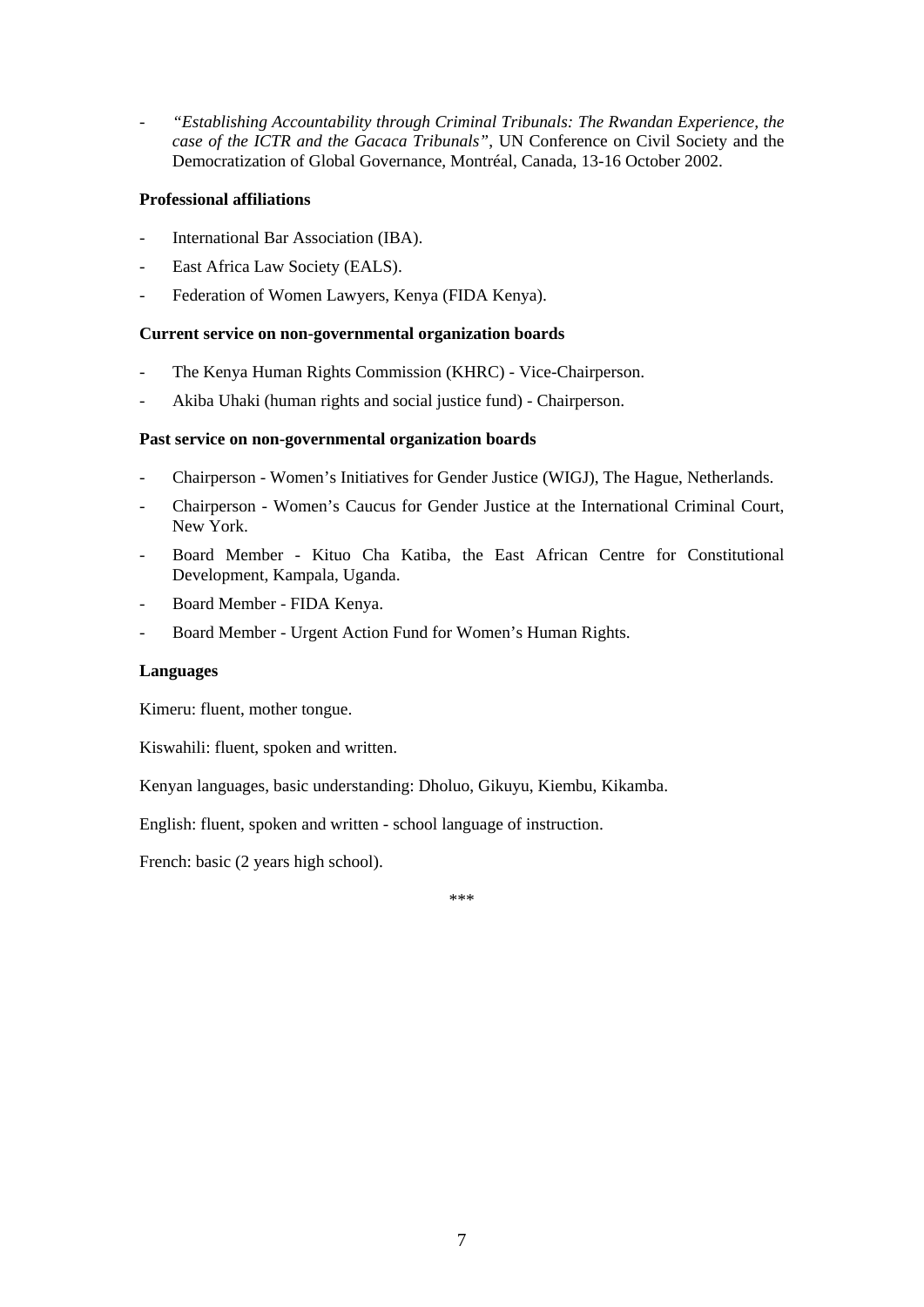- *"Establishing Accountability through Criminal Tribunals: The Rwandan Experience, the case of the ICTR and the Gacaca Tribunals"*, UN Conference on Civil Society and the Democratization of Global Governance, Montréal, Canada, 13-16 October 2002.

**Professional affiliations**

- International Bar Association (IBA).
- East Africa Law Society (EALS).
- Federation of Women Lawyers, Kenya (FIDA Kenya).

**Current service on non-governmental organization boards**

- The Kenya Human Rights Commission (KHRC) - Vice-Chairperson.
- Akiba Uhaki (human rights and social justice fund) - Chairperson.

**Past service on non-governmental organization boards**

- Chairperson - Women's Initiatives for Gender Justice (WIGJ), The Hague, Netherlands.
- Chairperson - Women's Caucus for Gender Justice at the International Criminal Court, New York.
- Board Member - Kituo Cha Katiba, the East African Centre for Constitutional Development, Kampala, Uganda.
- Board Member - FIDA Kenya.
- Board Member - Urgent Action Fund for Women's Human Rights.

**Languages**

Kimeru: fluent, mother tongue.

Kiswahili: fluent, spoken and written.

Kenyan languages, basic understanding: Dholuo, Gikuyu, Kiembu, Kikamba.

English: fluent, spoken and written - school language of instruction.

French: basic (2 years high school).

***